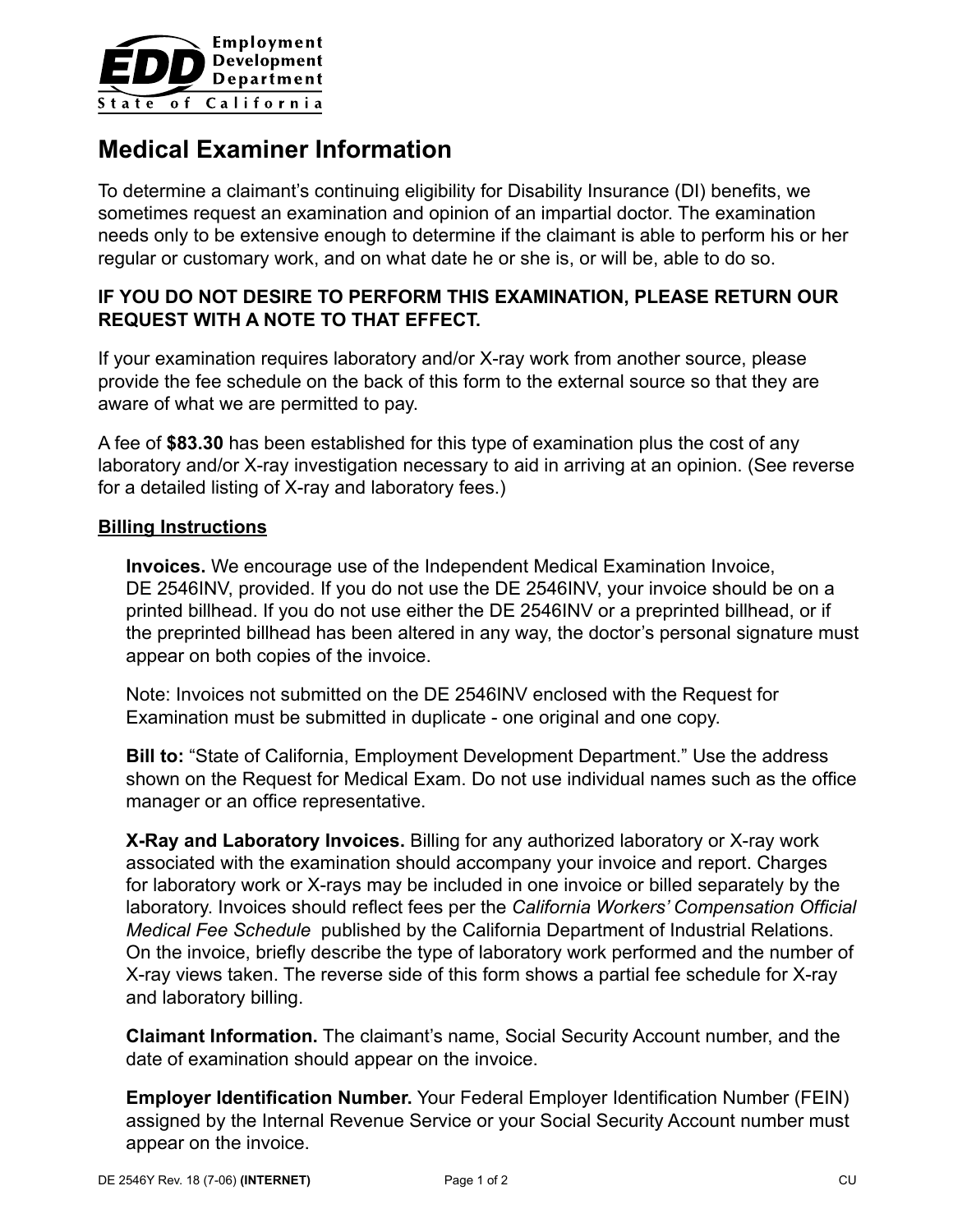Employment Development Department
State of California

# Medical Examiner Information

To determine a claimant's continuing eligibility for Disability Insurance (DI) benefits, we sometimes request an examination and opinion of an impartial doctor. The examination needs only to be extensive enough to determine if the claimant is able to perform his or her regular or customary work, and on what date he or she is, or will be, able to do so.

**IF YOU DO NOT DESIRE TO PERFORM THIS EXAMINATION, PLEASE RETURN OUR REQUEST WITH A NOTE TO THAT EFFECT.**

If your examination requires laboratory and/or X-ray work from another source, please provide the fee schedule on the back of this form to the external source so that they are aware of what we are permitted to pay.

A fee of **$83.30** has been established for this type of examination plus the cost of any laboratory and/or X-ray investigation necessary to aid in arriving at an opinion. (See reverse for a detailed listing of X-ray and laboratory fees.)

## Billing Instructions

**Invoices.** We encourage use of the Independent Medical Examination Invoice, DE 2546INV, provided. If you do not use the DE 2546INV, your invoice should be on a printed billhead. If you do not use either the DE 2546INV or a preprinted billhead, or if the preprinted billhead has been altered in any way, the doctor's personal signature must appear on both copies of the invoice.

Note: Invoices not submitted on the DE 2546INV enclosed with the Request for Examination must be submitted in duplicate - one original and one copy.

**Bill to:** "State of California, Employment Development Department." Use the address shown on the Request for Medical Exam. Do not use individual names such as the office manager or an office representative.

**X-Ray and Laboratory Invoices.** Billing for any authorized laboratory or X-ray work associated with the examination should accompany your invoice and report. Charges for laboratory work or X-rays may be included in one invoice or billed separately by the laboratory. Invoices should reflect fees per the *California Workers' Compensation Official Medical Fee Schedule* published by the California Department of Industrial Relations. On the invoice, briefly describe the type of laboratory work performed and the number of X-ray views taken. The reverse side of this form shows a partial fee schedule for X-ray and laboratory billing.

**Claimant Information.** The claimant's name, Social Security Account number, and the date of examination should appear on the invoice.

**Employer Identification Number.** Your Federal Employer Identification Number (FEIN) assigned by the Internal Revenue Service or your Social Security Account number must appear on the invoice.

DE 2546Y Rev. 18 (7-06) **(INTERNET)** CU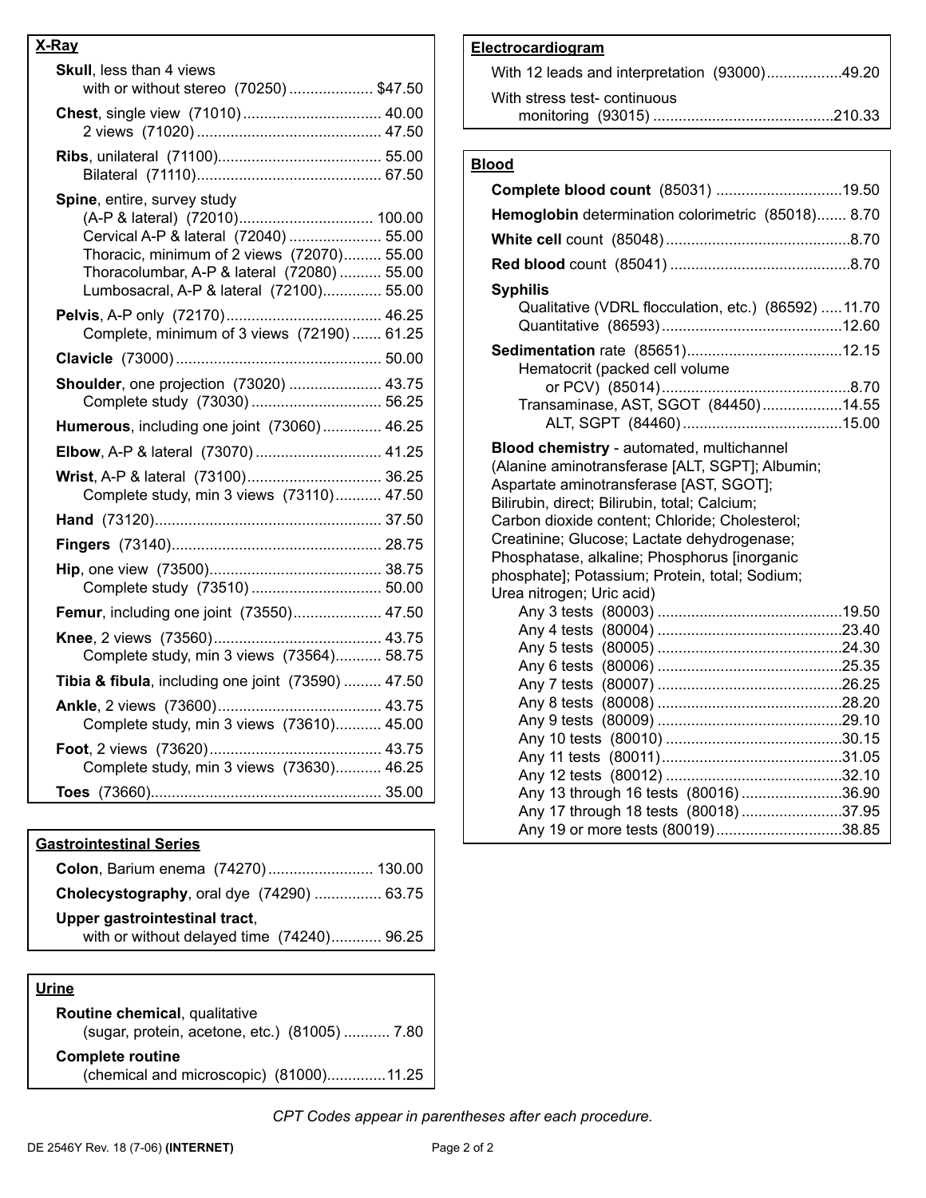## X-Ray

| | |
|---|---|
| **Skull**, less than 4 views with or without stereo (70250) | $47.50 |
| **Chest**, single view (71010) | 40.00 |
| 2 views (71020) | 47.50 |
| **Ribs**, unilateral (71100) | 55.00 |
| Bilateral (71110) | 67.50 |
| **Spine**, entire, survey study (A-P & lateral) (72010) | 100.00 |
| Cervical A-P & lateral (72040) | 55.00 |
| Thoracic, minimum of 2 views (72070) | 55.00 |
| Thoracolumbar, A-P & lateral (72080) | 55.00 |
| Lumbosacral, A-P & lateral (72100) | 55.00 |
| **Pelvis**, A-P only (72170) | 46.25 |
| Complete, minimum of 3 views (72190) | 61.25 |
| **Clavicle** (73000) | 50.00 |
| **Shoulder**, one projection (73020) | 43.75 |
| Complete study (73030) | 56.25 |
| **Humerous**, including one joint (73060) | 46.25 |
| **Elbow**, A-P & lateral (73070) | 41.25 |
| **Wrist**, A-P & lateral (73100) | 36.25 |
| Complete study, min 3 views (73110) | 47.50 |
| **Hand** (73120) | 37.50 |
| **Fingers** (73140) | 28.75 |
| **Hip**, one view (73500) | 38.75 |
| Complete study (73510) | 50.00 |
| **Femur**, including one joint (73550) | 47.50 |
| **Knee**, 2 views (73560) | 43.75 |
| Complete study, min 3 views (73564) | 58.75 |
| **Tibia & fibula**, including one joint (73590) | 47.50 |
| **Ankle**, 2 views (73600) | 43.75 |
| Complete study, min 3 views (73610) | 45.00 |
| **Foot**, 2 views (73620) | 43.75 |
| Complete study, min 3 views (73630) | 46.25 |
| **Toes** (73660) | 35.00 |

## Gastrointestinal Series

| | |
|---|---|
| **Colon**, Barium enema (74270) | 130.00 |
| **Cholecystography**, oral dye (74290) | 63.75 |
| **Upper gastrointestinal tract**, with or without delayed time (74240) | 96.25 |

## Urine

| | |
|---|---|
| **Routine chemical**, qualitative (sugar, protein, acetone, etc.) (81005) | 7.80 |
| **Complete routine** (chemical and microscopic) (81000) | 11.25 |

## Electrocardiogram

| | |
|---|---|
| With 12 leads and interpretation (93000) | 49.20 |
| With stress test- continuous monitoring (93015) | 210.33 |

## Blood

| | |
|---|---|
| **Complete blood count** (85031) | 19.50 |
| **Hemoglobin** determination colorimetric (85018) | 8.70 |
| **White cell** count (85048) | 8.70 |
| **Red blood** count (85041) | 8.70 |
| **Syphilis** Qualitative (VDRL flocculation, etc.) (86592) | 11.70 |
| Quantitative (86593) | 12.60 |
| **Sedimentation** rate (85651) | 12.15 |
| Hematocrit (packed cell volume or PCV) (85014) | 8.70 |
| Transaminase, AST, SGOT (84450) | 14.55 |
| ALT, SGPT (84460) | 15.00 |

**Blood chemistry** - automated, multichannel (Alanine aminotransferase [ALT, SGPT]; Albumin; Aspartate aminotransferase [AST, SGOT]; Bilirubin, direct; Bilirubin, total; Calcium; Carbon dioxide content; Chloride; Cholesterol; Creatinine; Glucose; Lactate dehydrogenase; Phosphatase, alkaline; Phosphorus [inorganic phosphate]; Potassium; Protein, total; Sodium; Urea nitrogen; Uric acid)

| | |
|---|---|
| Any 3 tests (80003) | 19.50 |
| Any 4 tests (80004) | 23.40 |
| Any 5 tests (80005) | 24.30 |
| Any 6 tests (80006) | 25.35 |
| Any 7 tests (80007) | 26.25 |
| Any 8 tests (80008) | 28.20 |
| Any 9 tests (80009) | 29.10 |
| Any 10 tests (80010) | 30.15 |
| Any 11 tests (80011) | 31.05 |
| Any 12 tests (80012) | 32.10 |
| Any 13 through 16 tests (80016) | 36.90 |
| Any 17 through 18 tests (80018) | 37.95 |
| Any 19 or more tests (80019) | 38.85 |

*CPT Codes appear in parentheses after each procedure.*

DE 2546Y Rev. 18 (7-06) **(INTERNET)**